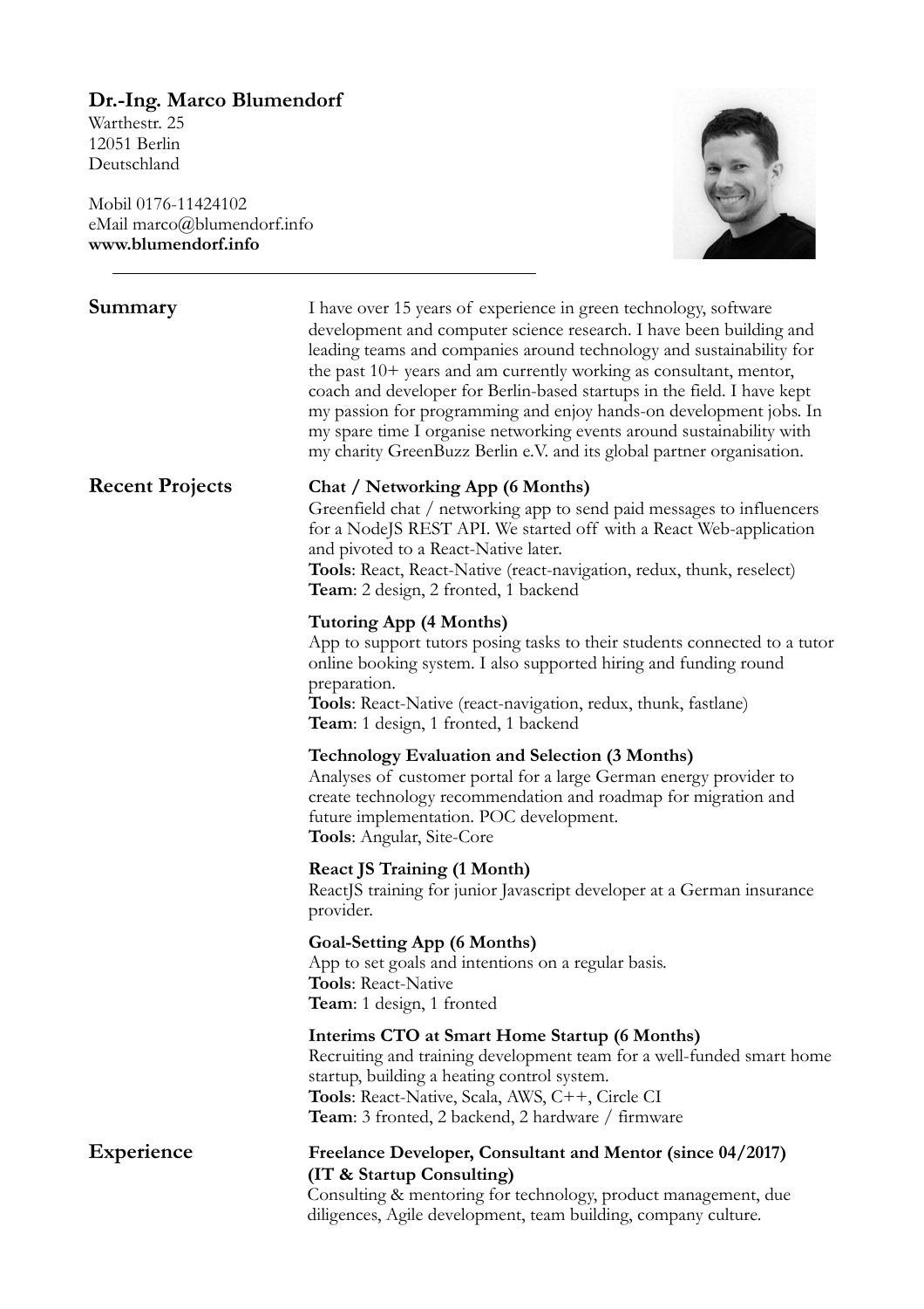# Dr.-Ing. Marco Blumendorf

Warthestr. 25
12051 Berlin
Deutschland

Mobil 0176-11424102
eMail marco@blumendorf.info
**www.blumendorf.info**

---

## Summary

I have over 15 years of experience in green technology, software development and computer science research. I have been building and leading teams and companies around technology and sustainability for the past 10+ years and am currently working as consultant, mentor, coach and developer for Berlin-based startups in the field. I have kept my passion for programming and enjoy hands-on development jobs. In my spare time I organise networking events around sustainability with my charity GreenBuzz Berlin e.V. and its global partner organisation.

## Recent Projects

**Chat / Networking App (6 Months)**
Greenfield chat / networking app to send paid messages to influencers for a NodeJS REST API. We started off with a React Web-application and pivoted to a React-Native later.
**Tools**: React, React-Native (react-navigation, redux, thunk, reselect)
**Team**: 2 design, 2 fronted, 1 backend

**Tutoring App (4 Months)**
App to support tutors posing tasks to their students connected to a tutor online booking system. I also supported hiring and funding round preparation.
**Tools**: React-Native (react-navigation, redux, thunk, fastlane)
**Team**: 1 design, 1 fronted, 1 backend

**Technology Evaluation and Selection (3 Months)**
Analyses of customer portal for a large German energy provider to create technology recommendation and roadmap for migration and future implementation. POC development.
**Tools**: Angular, Site-Core

**React JS Training (1 Month)**
ReactJS training for junior Javascript developer at a German insurance provider.

**Goal-Setting App (6 Months)**
App to set goals and intentions on a regular basis.
**Tools**: React-Native
**Team**: 1 design, 1 fronted

**Interims CTO at Smart Home Startup (6 Months)**
Recruiting and training development team for a well-funded smart home startup, building a heating control system.
**Tools**: React-Native, Scala, AWS, C++, Circle CI
**Team**: 3 fronted, 2 backend, 2 hardware / firmware

## Experience

**Freelance Developer, Consultant and Mentor (since 04/2017)**
**(IT & Startup Consulting)**
Consulting & mentoring for technology, product management, due diligences, Agile development, team building, company culture.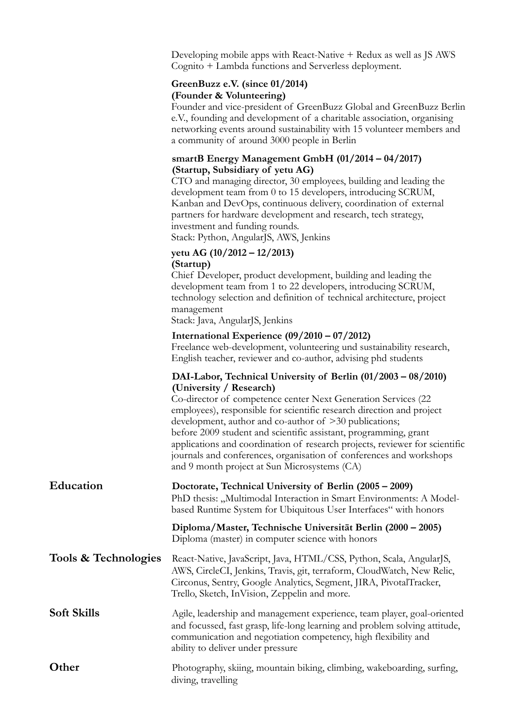Developing mobile apps with React-Native + Redux as well as JS AWS Cognito + Lambda functions and Serverless deployment.

**GreenBuzz e.V. (since 01/2014)**
**(Founder & Volunteering)**
Founder and vice-president of GreenBuzz Global and GreenBuzz Berlin e.V., founding and development of a charitable association, organising networking events around sustainability with 15 volunteer members and a community of around 3000 people in Berlin

**smartB Energy Management GmbH (01/2014 – 04/2017)**
**(Startup, Subsidiary of yetu AG)**
CTO and managing director, 30 employees, building and leading the development team from 0 to 15 developers, introducing SCRUM, Kanban and DevOps, continuous delivery, coordination of external partners for hardware development and research, tech strategy, investment and funding rounds.
Stack: Python, AngularJS, AWS, Jenkins

**yetu AG (10/2012 – 12/2013)**
**(Startup)**
Chief Developer, product development, building and leading the development team from 1 to 22 developers, introducing SCRUM, technology selection and definition of technical architecture, project management
Stack: Java, AngularJS, Jenkins

**International Experience (09/2010 – 07/2012)**
Freelance web-development, volunteering und sustainability research, English teacher, reviewer and co-author, advising phd students

**DAI-Labor, Technical University of Berlin (01/2003 – 08/2010)**
**(University / Research)**
Co-director of competence center Next Generation Services (22 employees), responsible for scientific research direction and project development, author and co-author of >30 publications;
before 2009 student and scientific assistant, programming, grant applications and coordination of research projects, reviewer for scientific journals and conferences, organisation of conferences and workshops and 9 month project at Sun Microsystems (CA)

## Education

**Doctorate, Technical University of Berlin (2005 – 2009)**
PhD thesis: „Multimodal Interaction in Smart Environments: A Model-based Runtime System for Ubiquitous User Interfaces“ with honors

**Diploma/Master, Technische Universität Berlin (2000 – 2005)**
Diploma (master) in computer science with honors

## Tools & Technologies

React-Native, JavaScript, Java, HTML/CSS, Python, Scala, AngularJS, AWS, CircleCI, Jenkins, Travis, git, terraform, CloudWatch, New Relic, Circonus, Sentry, Google Analytics, Segment, JIRA, PivotalTracker, Trello, Sketch, InVision, Zeppelin and more.

## Soft Skills

Agile, leadership and management experience, team player, goal-oriented and focussed, fast grasp, life-long learning and problem solving attitude, communication and negotiation competency, high flexibility and ability to deliver under pressure

## Other

Photography, skiing, mountain biking, climbing, wakeboarding, surfing, diving, travelling